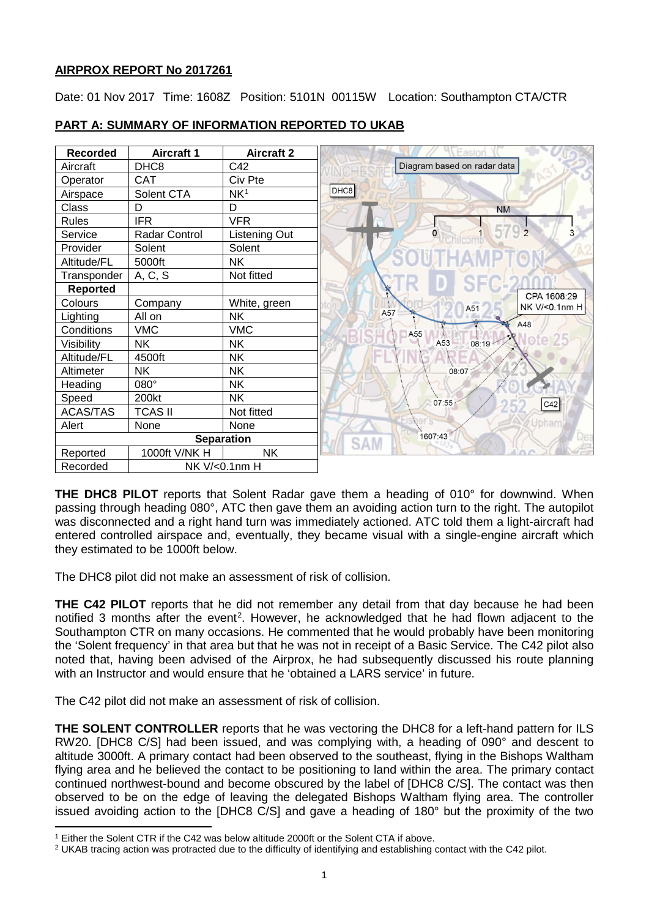## AIRPROX REPORT No 2017261

Date: 01 Nov 2017 Time: 1608Z Position: 5101N 00115W Location: Southampton CTA/CTR

## PART A: SUMMARY OF INFORMATION REPORTED TO UKAB

| Recorded | Aircraft 1 | Aircraft 2 |
|---|---|---|
| Aircraft | DHC8 | C42 |
| Operator | CAT | Civ Pte |
| Airspace | Solent CTA | NK[1] |
| Class | D | D |
| Rules | IFR | VFR |
| Service | Radar Control | Listening Out |
| Provider | Solent | Solent |
| Altitude/FL | 5000ft | NK |
| Transponder | A, C, S | Not fitted |
| **Reported** | | |
| Colours | Company | White, green |
| Lighting | All on | NK |
| Conditions | VMC | VMC |
| Visibility | NK | NK |
| Altitude/FL | 4500ft | NK |
| Altimeter | NK | NK |
| Heading | 080° | NK |
| Speed | 200kt | NK |
| ACAS/TAS | TCAS II | Not fitted |
| Alert | None | None |
| **Separation** | | |
| Reported | 1000ft V/NK H | NK |
| Recorded | NK V/<0.1nm H | |

Diagram based on radar data

CPA 1608:29 NK V/<0.1nm H

**THE DHC8 PILOT** reports that Solent Radar gave them a heading of 010° for downwind. When passing through heading 080°, ATC then gave them an avoiding action turn to the right. The autopilot was disconnected and a right hand turn was immediately actioned. ATC told them a light-aircraft had entered controlled airspace and, eventually, they became visual with a single-engine aircraft which they estimated to be 1000ft below.

The DHC8 pilot did not make an assessment of risk of collision.

**THE C42 PILOT** reports that he did not remember any detail from that day because he had been notified 3 months after the event[2]. However, he acknowledged that he had flown adjacent to the Southampton CTR on many occasions. He commented that he would probably have been monitoring the 'Solent frequency' in that area but that he was not in receipt of a Basic Service. The C42 pilot also noted that, having been advised of the Airprox, he had subsequently discussed his route planning with an Instructor and would ensure that he 'obtained a LARS service' in future.

The C42 pilot did not make an assessment of risk of collision.

**THE SOLENT CONTROLLER** reports that he was vectoring the DHC8 for a left-hand pattern for ILS RW20. [DHC8 C/S] had been issued, and was complying with, a heading of 090° and descent to altitude 3000ft. A primary contact had been observed to the southeast, flying in the Bishops Waltham flying area and he believed the contact to be positioning to land within the area. The primary contact continued northwest-bound and become obscured by the label of [DHC8 C/S]. The contact was then observed to be on the edge of leaving the delegated Bishops Waltham flying area. The controller issued avoiding action to the [DHC8 C/S] and gave a heading of 180° but the proximity of the two

[1] Either the Solent CTR if the C42 was below altitude 2000ft or the Solent CTA if above.

[2] UKAB tracing action was protracted due to the difficulty of identifying and establishing contact with the C42 pilot.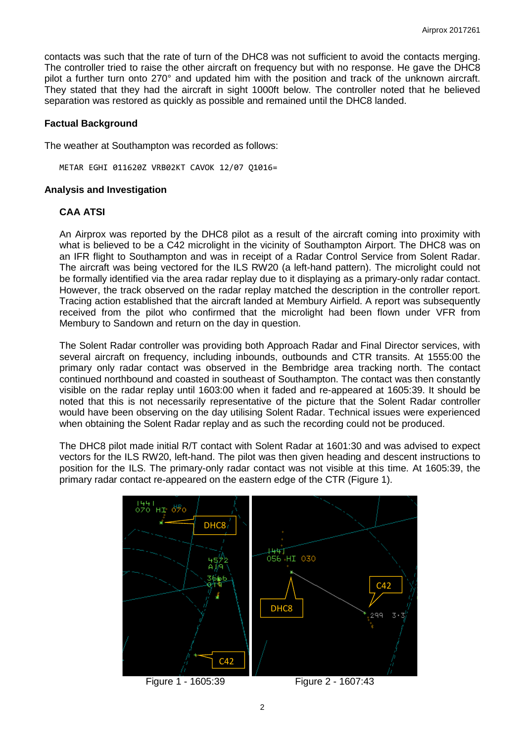contacts was such that the rate of turn of the DHC8 was not sufficient to avoid the contacts merging. The controller tried to raise the other aircraft on frequency but with no response. He gave the DHC8 pilot a further turn onto 270° and updated him with the position and track of the unknown aircraft. They stated that they had the aircraft in sight 1000ft below. The controller noted that he believed separation was restored as quickly as possible and remained until the DHC8 landed.

### Factual Background

The weather at Southampton was recorded as follows:

```
METAR EGHI 011620Z VRB02KT CAVOK 12/07 Q1016=
```

### Analysis and Investigation

#### CAA ATSI

An Airprox was reported by the DHC8 pilot as a result of the aircraft coming into proximity with what is believed to be a C42 microlight in the vicinity of Southampton Airport. The DHC8 was on an IFR flight to Southampton and was in receipt of a Radar Control Service from Solent Radar. The aircraft was being vectored for the ILS RW20 (a left-hand pattern). The microlight could not be formally identified via the area radar replay due to it displaying as a primary-only radar contact. However, the track observed on the radar replay matched the description in the controller report. Tracing action established that the aircraft landed at Membury Airfield. A report was subsequently received from the pilot who confirmed that the microlight had been flown under VFR from Membury to Sandown and return on the day in question.

The Solent Radar controller was providing both Approach Radar and Final Director services, with several aircraft on frequency, including inbounds, outbounds and CTR transits. At 1555:00 the primary only radar contact was observed in the Bembridge area tracking north. The contact continued northbound and coasted in southeast of Southampton. The contact was then constantly visible on the radar replay until 1603:00 when it faded and re-appeared at 1605:39. It should be noted that this is not necessarily representative of the picture that the Solent Radar controller would have been observing on the day utilising Solent Radar. Technical issues were experienced when obtaining the Solent Radar replay and as such the recording could not be produced.

The DHC8 pilot made initial R/T contact with Solent Radar at 1601:30 and was advised to expect vectors for the ILS RW20, left-hand. The pilot was then given heading and descent instructions to position for the ILS. The primary-only radar contact was not visible at this time. At 1605:39, the primary radar contact re-appeared on the eastern edge of the CTR (Figure 1).

Figure 1 - 1605:39

Figure 2 - 1607:43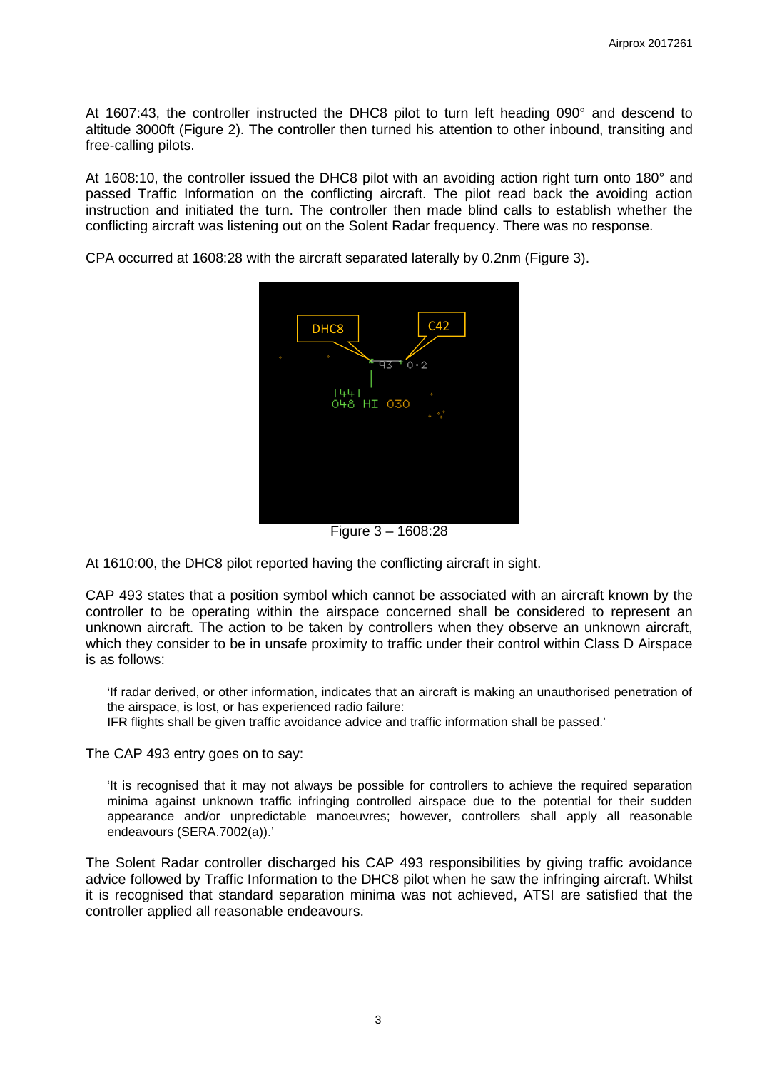At 1607:43, the controller instructed the DHC8 pilot to turn left heading 090° and descend to altitude 3000ft (Figure 2). The controller then turned his attention to other inbound, transiting and free-calling pilots.

At 1608:10, the controller issued the DHC8 pilot with an avoiding action right turn onto 180° and passed Traffic Information on the conflicting aircraft. The pilot read back the avoiding action instruction and initiated the turn. The controller then made blind calls to establish whether the conflicting aircraft was listening out on the Solent Radar frequency. There was no response.

CPA occurred at 1608:28 with the aircraft separated laterally by 0.2nm (Figure 3).

Figure 3 – 1608:28

At 1610:00, the DHC8 pilot reported having the conflicting aircraft in sight.

CAP 493 states that a position symbol which cannot be associated with an aircraft known by the controller to be operating within the airspace concerned shall be considered to represent an unknown aircraft. The action to be taken by controllers when they observe an unknown aircraft, which they consider to be in unsafe proximity to traffic under their control within Class D Airspace is as follows:

> 'If radar derived, or other information, indicates that an aircraft is making an unauthorised penetration of the airspace, is lost, or has experienced radio failure:
> IFR flights shall be given traffic avoidance advice and traffic information shall be passed.'

The CAP 493 entry goes on to say:

> 'It is recognised that it may not always be possible for controllers to achieve the required separation minima against unknown traffic infringing controlled airspace due to the potential for their sudden appearance and/or unpredictable manoeuvres; however, controllers shall apply all reasonable endeavours (SERA.7002(a)).'

The Solent Radar controller discharged his CAP 493 responsibilities by giving traffic avoidance advice followed by Traffic Information to the DHC8 pilot when he saw the infringing aircraft. Whilst it is recognised that standard separation minima was not achieved, ATSI are satisfied that the controller applied all reasonable endeavours.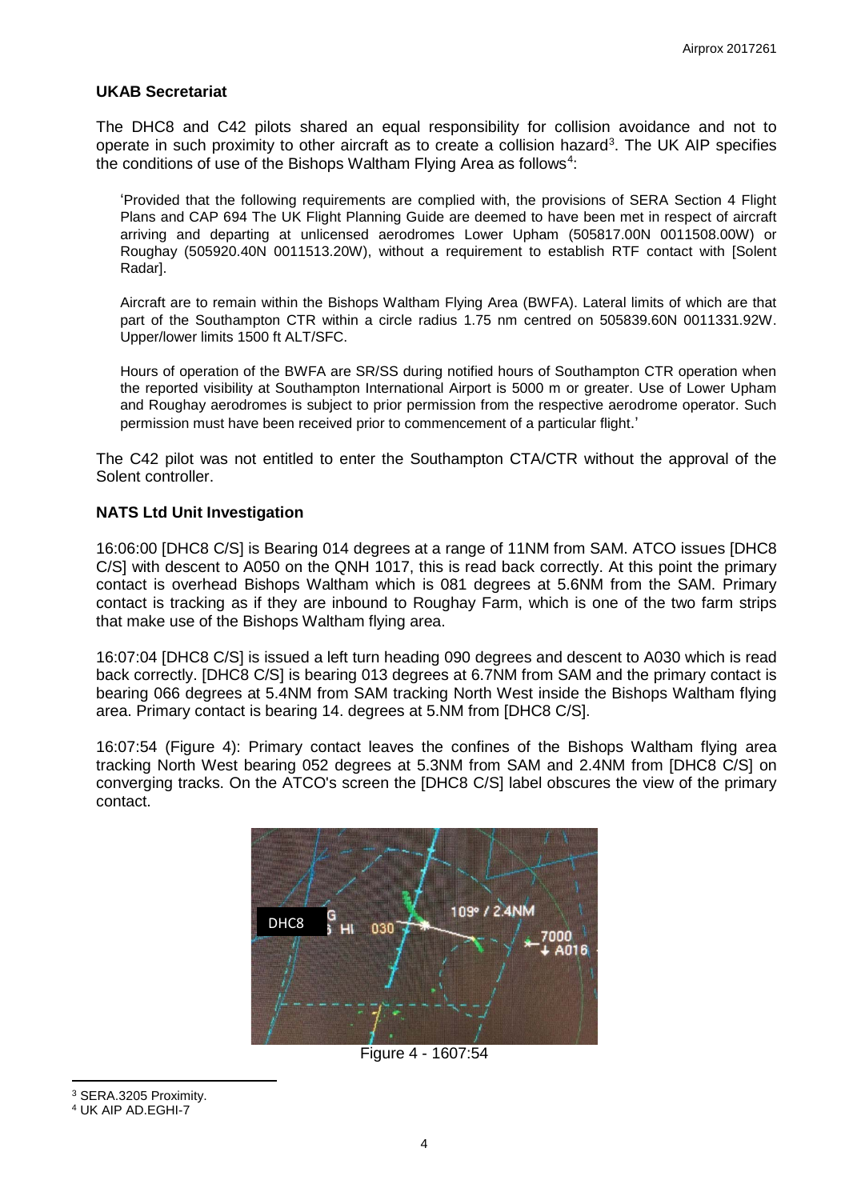### UKAB Secretariat

The DHC8 and C42 pilots shared an equal responsibility for collision avoidance and not to operate in such proximity to other aircraft as to create a collision hazard[3]. The UK AIP specifies the conditions of use of the Bishops Waltham Flying Area as follows[4]:

> 'Provided that the following requirements are complied with, the provisions of SERA Section 4 Flight Plans and CAP 694 The UK Flight Planning Guide are deemed to have been met in respect of aircraft arriving and departing at unlicensed aerodromes Lower Upham (505817.00N 0011508.00W) or Roughay (505920.40N 0011513.20W), without a requirement to establish RTF contact with [Solent Radar].
>
> Aircraft are to remain within the Bishops Waltham Flying Area (BWFA). Lateral limits of which are that part of the Southampton CTR within a circle radius 1.75 nm centred on 505839.60N 0011331.92W. Upper/lower limits 1500 ft ALT/SFC.
>
> Hours of operation of the BWFA are SR/SS during notified hours of Southampton CTR operation when the reported visibility at Southampton International Airport is 5000 m or greater. Use of Lower Upham and Roughay aerodromes is subject to prior permission from the respective aerodrome operator. Such permission must have been received prior to commencement of a particular flight.'

The C42 pilot was not entitled to enter the Southampton CTA/CTR without the approval of the Solent controller.

### NATS Ltd Unit Investigation

16:06:00 [DHC8 C/S] is Bearing 014 degrees at a range of 11NM from SAM. ATCO issues [DHC8 C/S] with descent to A050 on the QNH 1017, this is read back correctly. At this point the primary contact is overhead Bishops Waltham which is 081 degrees at 5.6NM from the SAM. Primary contact is tracking as if they are inbound to Roughay Farm, which is one of the two farm strips that make use of the Bishops Waltham flying area.

16:07:04 [DHC8 C/S] is issued a left turn heading 090 degrees and descent to A030 which is read back correctly. [DHC8 C/S] is bearing 013 degrees at 6.7NM from SAM and the primary contact is bearing 066 degrees at 5.4NM from SAM tracking North West inside the Bishops Waltham flying area. Primary contact is bearing 14. degrees at 5.NM from [DHC8 C/S].

16:07:54 (Figure 4): Primary contact leaves the confines of the Bishops Waltham flying area tracking North West bearing 052 degrees at 5.3NM from SAM and 2.4NM from [DHC8 C/S] on converging tracks. On the ATCO's screen the [DHC8 C/S] label obscures the view of the primary contact.

Figure 4 - 1607:54

---

[3] SERA.3205 Proximity.

[4] UK AIP AD.EGHI-7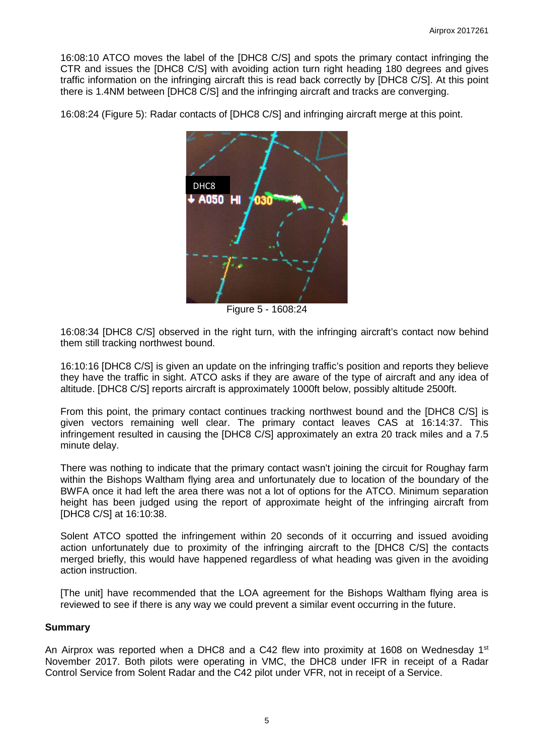16:08:10 ATCO moves the label of the [DHC8 C/S] and spots the primary contact infringing the CTR and issues the [DHC8 C/S] with avoiding action turn right heading 180 degrees and gives traffic information on the infringing aircraft this is read back correctly by [DHC8 C/S]. At this point there is 1.4NM between [DHC8 C/S] and the infringing aircraft and tracks are converging.

16:08:24 (Figure 5): Radar contacts of [DHC8 C/S] and infringing aircraft merge at this point.

Figure 5 - 1608:24

16:08:34 [DHC8 C/S] observed in the right turn, with the infringing aircraft's contact now behind them still tracking northwest bound.

16:10:16 [DHC8 C/S] is given an update on the infringing traffic's position and reports they believe they have the traffic in sight. ATCO asks if they are aware of the type of aircraft and any idea of altitude. [DHC8 C/S] reports aircraft is approximately 1000ft below, possibly altitude 2500ft.

From this point, the primary contact continues tracking northwest bound and the [DHC8 C/S] is given vectors remaining well clear. The primary contact leaves CAS at 16:14:37. This infringement resulted in causing the [DHC8 C/S] approximately an extra 20 track miles and a 7.5 minute delay.

There was nothing to indicate that the primary contact wasn't joining the circuit for Roughay farm within the Bishops Waltham flying area and unfortunately due to location of the boundary of the BWFA once it had left the area there was not a lot of options for the ATCO. Minimum separation height has been judged using the report of approximate height of the infringing aircraft from [DHC8 C/S] at 16:10:38.

Solent ATCO spotted the infringement within 20 seconds of it occurring and issued avoiding action unfortunately due to proximity of the infringing aircraft to the [DHC8 C/S] the contacts merged briefly, this would have happened regardless of what heading was given in the avoiding action instruction.

[The unit] have recommended that the LOA agreement for the Bishops Waltham flying area is reviewed to see if there is any way we could prevent a similar event occurring in the future.

### Summary

An Airprox was reported when a DHC8 and a C42 flew into proximity at 1608 on Wednesday 1st November 2017. Both pilots were operating in VMC, the DHC8 under IFR in receipt of a Radar Control Service from Solent Radar and the C42 pilot under VFR, not in receipt of a Service.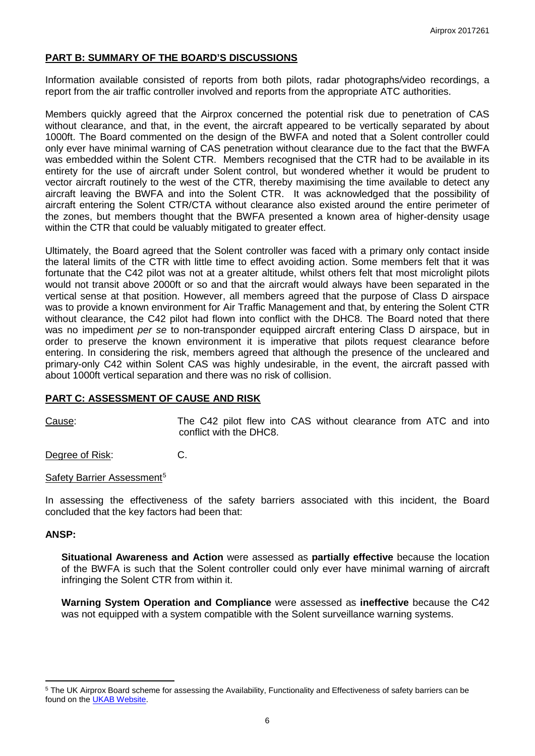## PART B: SUMMARY OF THE BOARD'S DISCUSSIONS

Information available consisted of reports from both pilots, radar photographs/video recordings, a report from the air traffic controller involved and reports from the appropriate ATC authorities.

Members quickly agreed that the Airprox concerned the potential risk due to penetration of CAS without clearance, and that, in the event, the aircraft appeared to be vertically separated by about 1000ft. The Board commented on the design of the BWFA and noted that a Solent controller could only ever have minimal warning of CAS penetration without clearance due to the fact that the BWFA was embedded within the Solent CTR. Members recognised that the CTR had to be available in its entirety for the use of aircraft under Solent control, but wondered whether it would be prudent to vector aircraft routinely to the west of the CTR, thereby maximising the time available to detect any aircraft leaving the BWFA and into the Solent CTR. It was acknowledged that the possibility of aircraft entering the Solent CTR/CTA without clearance also existed around the entire perimeter of the zones, but members thought that the BWFA presented a known area of higher-density usage within the CTR that could be valuably mitigated to greater effect.

Ultimately, the Board agreed that the Solent controller was faced with a primary only contact inside the lateral limits of the CTR with little time to effect avoiding action. Some members felt that it was fortunate that the C42 pilot was not at a greater altitude, whilst others felt that most microlight pilots would not transit above 2000ft or so and that the aircraft would always have been separated in the vertical sense at that position. However, all members agreed that the purpose of Class D airspace was to provide a known environment for Air Traffic Management and that, by entering the Solent CTR without clearance, the C42 pilot had flown into conflict with the DHC8. The Board noted that there was no impediment *per se* to non-transponder equipped aircraft entering Class D airspace, but in order to preserve the known environment it is imperative that pilots request clearance before entering. In considering the risk, members agreed that although the presence of the uncleared and primary-only C42 within Solent CAS was highly undesirable, in the event, the aircraft passed with about 1000ft vertical separation and there was no risk of collision.

## PART C: ASSESSMENT OF CAUSE AND RISK

Cause: The C42 pilot flew into CAS without clearance from ATC and into conflict with the DHC8.

Degree of Risk: C.

Safety Barrier Assessment[5]

In assessing the effectiveness of the safety barriers associated with this incident, the Board concluded that the key factors had been that:

### ANSP:

**Situational Awareness and Action** were assessed as **partially effective** because the location of the BWFA is such that the Solent controller could only ever have minimal warning of aircraft infringing the Solent CTR from within it.

**Warning System Operation and Compliance** were assessed as **ineffective** because the C42 was not equipped with a system compatible with the Solent surveillance warning systems.

---

[5] The UK Airprox Board scheme for assessing the Availability, Functionality and Effectiveness of safety barriers can be found on the UKAB Website.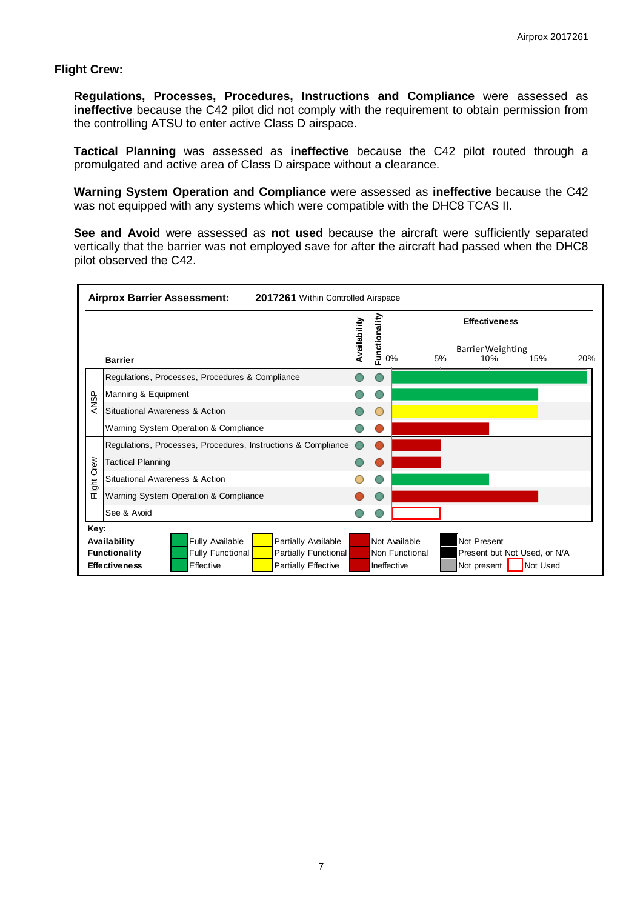**Flight Crew:**

**Regulations, Processes, Procedures, Instructions and Compliance** were assessed as **ineffective** because the C42 pilot did not comply with the requirement to obtain permission from the controlling ATSU to enter active Class D airspace.

**Tactical Planning** was assessed as **ineffective** because the C42 pilot routed through a promulgated and active area of Class D airspace without a clearance.

**Warning System Operation and Compliance** were assessed as **ineffective** because the C42 was not equipped with any systems which were compatible with the DHC8 TCAS II.

**See and Avoid** were assessed as **not used** because the aircraft were sufficiently separated vertically that the barrier was not employed save for after the aircraft had passed when the DHC8 pilot observed the C42.

**Airprox Barrier Assessment:** **2017261** Within Controlled Airspace

Barrier

Availability

Functionality

Effectiveness

Barrier Weighting

0% 5% 10% 15% 20%

ANSP

Regulations, Processes, Procedures & Compliance

Manning & Equipment

Situational Awareness & Action

Warning System Operation & Compliance

Flight Crew

Regulations, Processes, Procedures, Instructions & Compliance

Tactical Planning

Situational Awareness & Action

Warning System Operation & Compliance

See & Avoid

Key:

Availability: Fully Available, Partially Available, Not Available, Not Present

Functionality: Fully Functional, Partially Functional, Non Functional, Present but Not Used, or N/A

Effectiveness: Effective, Partially Effective, Ineffective, Not present, Not Used